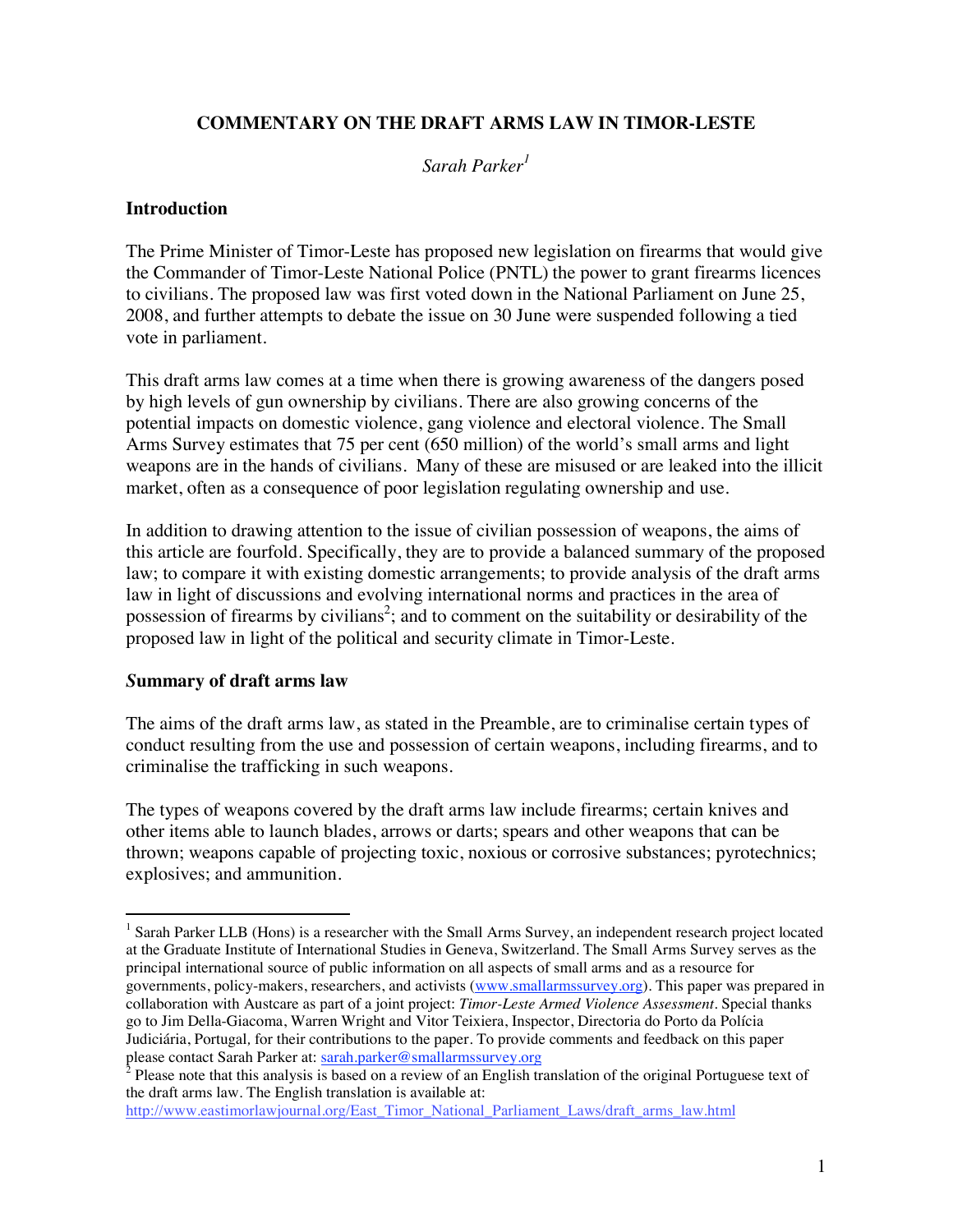# COMMENTARY ON THE DRAFT ARMS LAW IN TIMOR-LESTE

*Sarah Parker*[1]

## Introduction

The Prime Minister of Timor-Leste has proposed new legislation on firearms that would give the Commander of Timor-Leste National Police (PNTL) the power to grant firearms licences to civilians. The proposed law was first voted down in the National Parliament on June 25, 2008, and further attempts to debate the issue on 30 June were suspended following a tied vote in parliament.

This draft arms law comes at a time when there is growing awareness of the dangers posed by high levels of gun ownership by civilians. There are also growing concerns of the potential impacts on domestic violence, gang violence and electoral violence. The Small Arms Survey estimates that 75 per cent (650 million) of the world's small arms and light weapons are in the hands of civilians. Many of these are misused or are leaked into the illicit market, often as a consequence of poor legislation regulating ownership and use.

In addition to drawing attention to the issue of civilian possession of weapons, the aims of this article are fourfold. Specifically, they are to provide a balanced summary of the proposed law; to compare it with existing domestic arrangements; to provide analysis of the draft arms law in light of discussions and evolving international norms and practices in the area of possession of firearms by civilians[2]; and to comment on the suitability or desirability of the proposed law in light of the political and security climate in Timor-Leste.

## Summary of draft arms law

The aims of the draft arms law, as stated in the Preamble, are to criminalise certain types of conduct resulting from the use and possession of certain weapons, including firearms, and to criminalise the trafficking in such weapons.

The types of weapons covered by the draft arms law include firearms; certain knives and other items able to launch blades, arrows or darts; spears and other weapons that can be thrown; weapons capable of projecting toxic, noxious or corrosive substances; pyrotechnics; explosives; and ammunition.

---

[1] Sarah Parker LLB (Hons) is a researcher with the Small Arms Survey, an independent research project located at the Graduate Institute of International Studies in Geneva, Switzerland. The Small Arms Survey serves as the principal international source of public information on all aspects of small arms and as a resource for governments, policy-makers, researchers, and activists (www.smallarmssurvey.org). This paper was prepared in collaboration with Austcare as part of a joint project: *Timor-Leste Armed Violence Assessment*. Special thanks go to Jim Della-Giacoma, Warren Wright and Vitor Teixiera, Inspector, Directoria do Porto da Polícia Judiciária, Portugal, for their contributions to the paper. To provide comments and feedback on this paper please contact Sarah Parker at: sarah.parker@smallarmssurvey.org

[2] Please note that this analysis is based on a review of an English translation of the original Portuguese text of the draft arms law. The English translation is available at: http://www.eastimorlawjournal.org/East_Timor_National_Parliament_Laws/draft_arms_law.html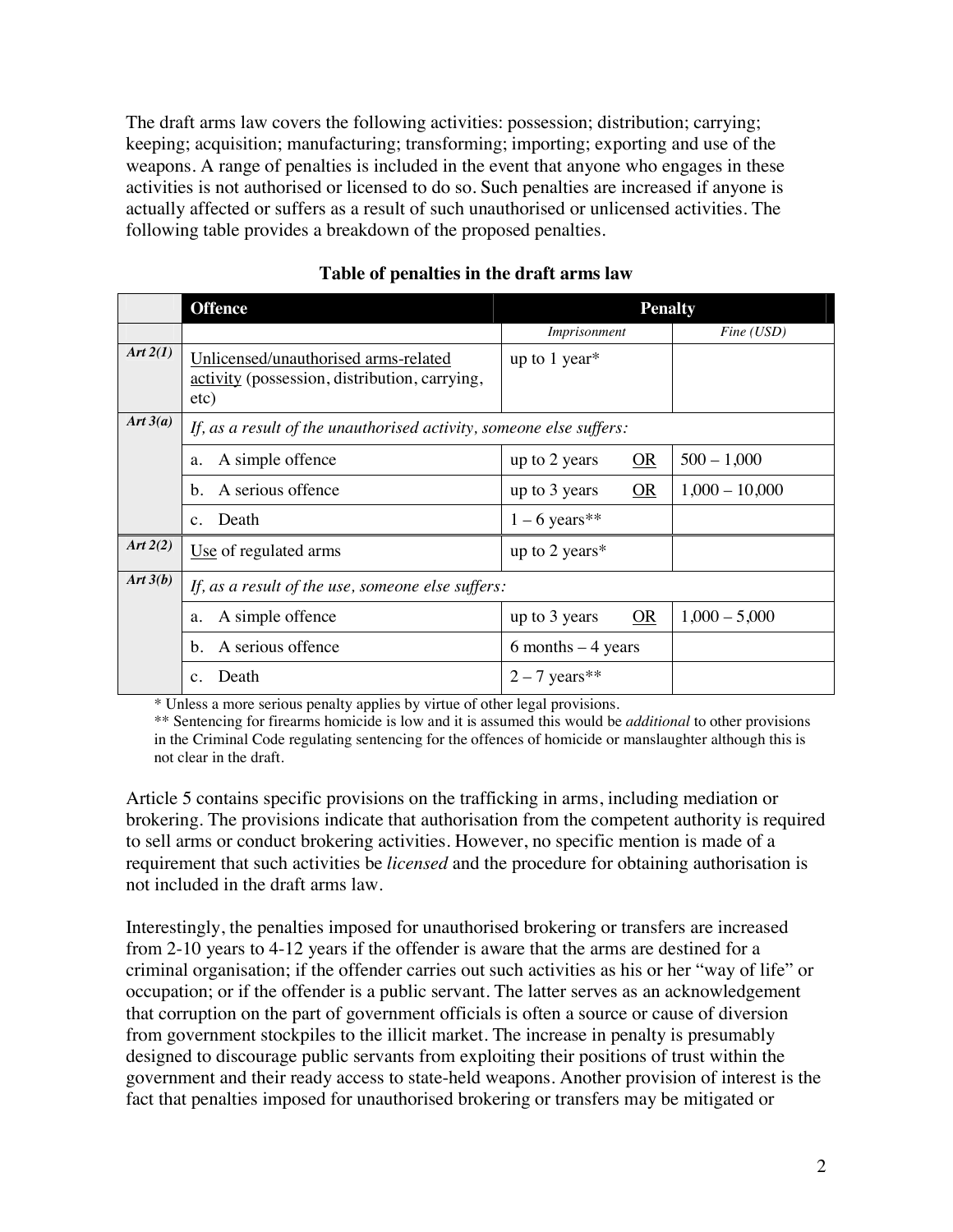The draft arms law covers the following activities: possession; distribution; carrying; keeping; acquisition; manufacturing; transforming; importing; exporting and use of the weapons. A range of penalties is included in the event that anyone who engages in these activities is not authorised or licensed to do so. Such penalties are increased if anyone is actually affected or suffers as a result of such unauthorised or unlicensed activities. The following table provides a breakdown of the proposed penalties.

**Table of penalties in the draft arms law**

| | **Offence** | **Penalty** | |
|---|---|---|---|
| | | *Imprisonment* | *Fine (USD)* |
| ***Art 2(1)*** | <u>Unlicensed/unauthorised arms-related activity</u> (possession, distribution, carrying, etc) | up to 1 year* | |
| ***Art 3(a)*** | *If, as a result of the unauthorised activity, someone else suffers:* | | |
| | a. A simple offence | up to 2 years <u>OR</u> | 500 – 1,000 |
| | b. A serious offence | up to 3 years <u>OR</u> | 1,000 – 10,000 |
| | c. Death | 1 – 6 years** | |
| ***Art 2(2)*** | <u>Use</u> of regulated arms | up to 2 years* | |
| ***Art 3(b)*** | *If, as a result of the use, someone else suffers:* | | |
| | a. A simple offence | up to 3 years <u>OR</u> | 1,000 – 5,000 |
| | b. A serious offence | 6 months – 4 years | |
| | c. Death | 2 – 7 years** | |

\* Unless a more serious penalty applies by virtue of other legal provisions.
** Sentencing for firearms homicide is low and it is assumed this would be *additional* to other provisions in the Criminal Code regulating sentencing for the offences of homicide or manslaughter although this is not clear in the draft.

Article 5 contains specific provisions on the trafficking in arms, including mediation or brokering. The provisions indicate that authorisation from the competent authority is required to sell arms or conduct brokering activities. However, no specific mention is made of a requirement that such activities be *licensed* and the procedure for obtaining authorisation is not included in the draft arms law.

Interestingly, the penalties imposed for unauthorised brokering or transfers are increased from 2-10 years to 4-12 years if the offender is aware that the arms are destined for a criminal organisation; if the offender carries out such activities as his or her "way of life" or occupation; or if the offender is a public servant. The latter serves as an acknowledgement that corruption on the part of government officials is often a source or cause of diversion from government stockpiles to the illicit market. The increase in penalty is presumably designed to discourage public servants from exploiting their positions of trust within the government and their ready access to state-held weapons. Another provision of interest is the fact that penalties imposed for unauthorised brokering or transfers may be mitigated or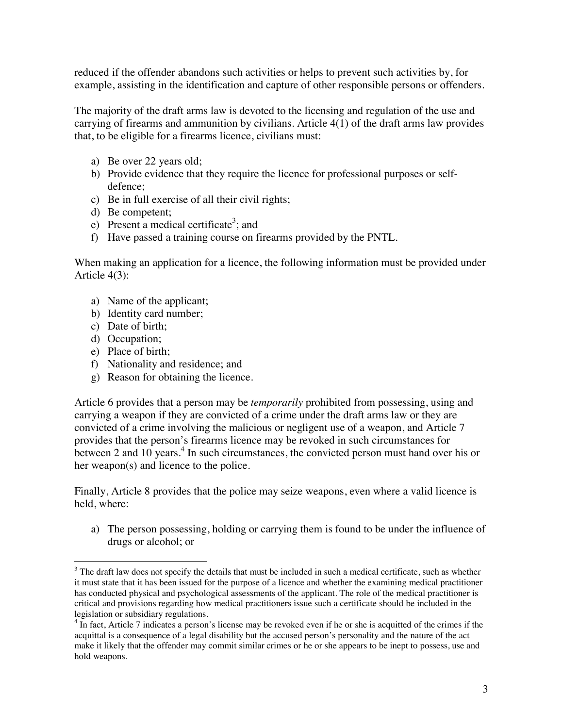reduced if the offender abandons such activities or helps to prevent such activities by, for example, assisting in the identification and capture of other responsible persons or offenders.

The majority of the draft arms law is devoted to the licensing and regulation of the use and carrying of firearms and ammunition by civilians. Article 4(1) of the draft arms law provides that, to be eligible for a firearms licence, civilians must:

a) Be over 22 years old;
b) Provide evidence that they require the licence for professional purposes or self-defence;
c) Be in full exercise of all their civil rights;
d) Be competent;
e) Present a medical certificate[3]; and
f) Have passed a training course on firearms provided by the PNTL.

When making an application for a licence, the following information must be provided under Article 4(3):

a) Name of the applicant;
b) Identity card number;
c) Date of birth;
d) Occupation;
e) Place of birth;
f) Nationality and residence; and
g) Reason for obtaining the licence.

Article 6 provides that a person may be *temporarily* prohibited from possessing, using and carrying a weapon if they are convicted of a crime under the draft arms law or they are convicted of a crime involving the malicious or negligent use of a weapon, and Article 7 provides that the person's firearms licence may be revoked in such circumstances for between 2 and 10 years.[4] In such circumstances, the convicted person must hand over his or her weapon(s) and licence to the police.

Finally, Article 8 provides that the police may seize weapons, even where a valid licence is held, where:

a) The person possessing, holding or carrying them is found to be under the influence of drugs or alcohol; or

---

[3] The draft law does not specify the details that must be included in such a medical certificate, such as whether it must state that it has been issued for the purpose of a licence and whether the examining medical practitioner has conducted physical and psychological assessments of the applicant. The role of the medical practitioner is critical and provisions regarding how medical practitioners issue such a certificate should be included in the legislation or subsidiary regulations.

[4] In fact, Article 7 indicates a person's license may be revoked even if he or she is acquitted of the crimes if the acquittal is a consequence of a legal disability but the accused person's personality and the nature of the act make it likely that the offender may commit similar crimes or he or she appears to be inept to possess, use and hold weapons.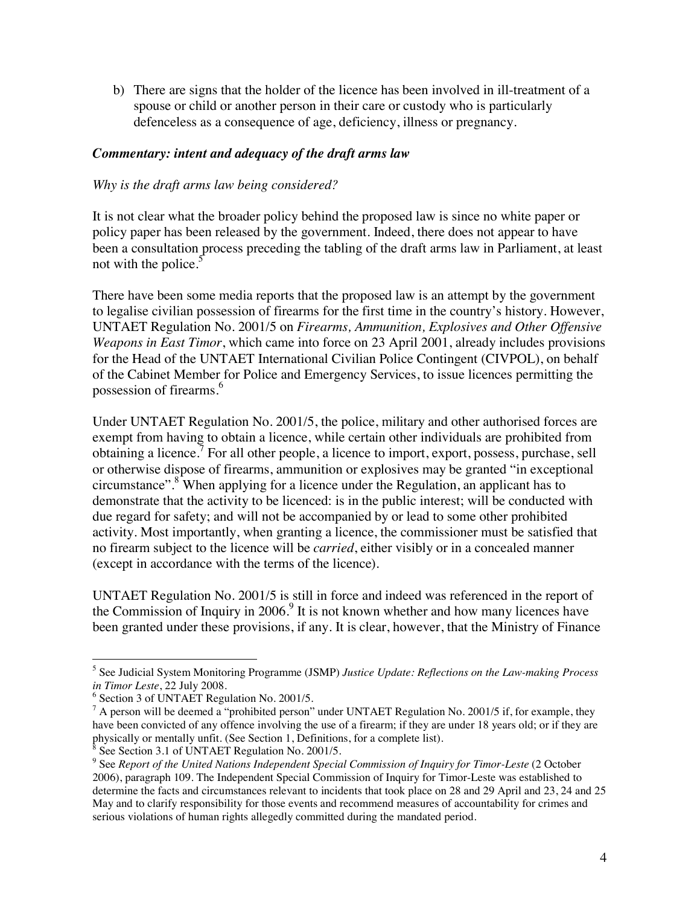b) There are signs that the holder of the licence has been involved in ill-treatment of a spouse or child or another person in their care or custody who is particularly defenceless as a consequence of age, deficiency, illness or pregnancy.

***Commentary: intent and adequacy of the draft arms law***

*Why is the draft arms law being considered?*

It is not clear what the broader policy behind the proposed law is since no white paper or policy paper has been released by the government. Indeed, there does not appear to have been a consultation process preceding the tabling of the draft arms law in Parliament, at least not with the police.[5]

There have been some media reports that the proposed law is an attempt by the government to legalise civilian possession of firearms for the first time in the country's history. However, UNTAET Regulation No. 2001/5 on *Firearms, Ammunition, Explosives and Other Offensive Weapons in East Timor*, which came into force on 23 April 2001, already includes provisions for the Head of the UNTAET International Civilian Police Contingent (CIVPOL), on behalf of the Cabinet Member for Police and Emergency Services, to issue licences permitting the possession of firearms.[6]

Under UNTAET Regulation No. 2001/5, the police, military and other authorised forces are exempt from having to obtain a licence, while certain other individuals are prohibited from obtaining a licence.[7] For all other people, a licence to import, export, possess, purchase, sell or otherwise dispose of firearms, ammunition or explosives may be granted "in exceptional circumstance".[8] When applying for a licence under the Regulation, an applicant has to demonstrate that the activity to be licenced: is in the public interest; will be conducted with due regard for safety; and will not be accompanied by or lead to some other prohibited activity. Most importantly, when granting a licence, the commissioner must be satisfied that no firearm subject to the licence will be *carried*, either visibly or in a concealed manner (except in accordance with the terms of the licence).

UNTAET Regulation No. 2001/5 is still in force and indeed was referenced in the report of the Commission of Inquiry in 2006.[9] It is not known whether and how many licences have been granted under these provisions, if any. It is clear, however, that the Ministry of Finance

---

[5] See Judicial System Monitoring Programme (JSMP) *Justice Update: Reflections on the Law-making Process in Timor Leste*, 22 July 2008.

[6] Section 3 of UNTAET Regulation No. 2001/5.

[7] A person will be deemed a "prohibited person" under UNTAET Regulation No. 2001/5 if, for example, they have been convicted of any offence involving the use of a firearm; if they are under 18 years old; or if they are physically or mentally unfit. (See Section 1, Definitions, for a complete list).

[8] See Section 3.1 of UNTAET Regulation No. 2001/5.

[9] See *Report of the United Nations Independent Special Commission of Inquiry for Timor-Leste* (2 October 2006), paragraph 109. The Independent Special Commission of Inquiry for Timor-Leste was established to determine the facts and circumstances relevant to incidents that took place on 28 and 29 April and 23, 24 and 25 May and to clarify responsibility for those events and recommend measures of accountability for crimes and serious violations of human rights allegedly committed during the mandated period.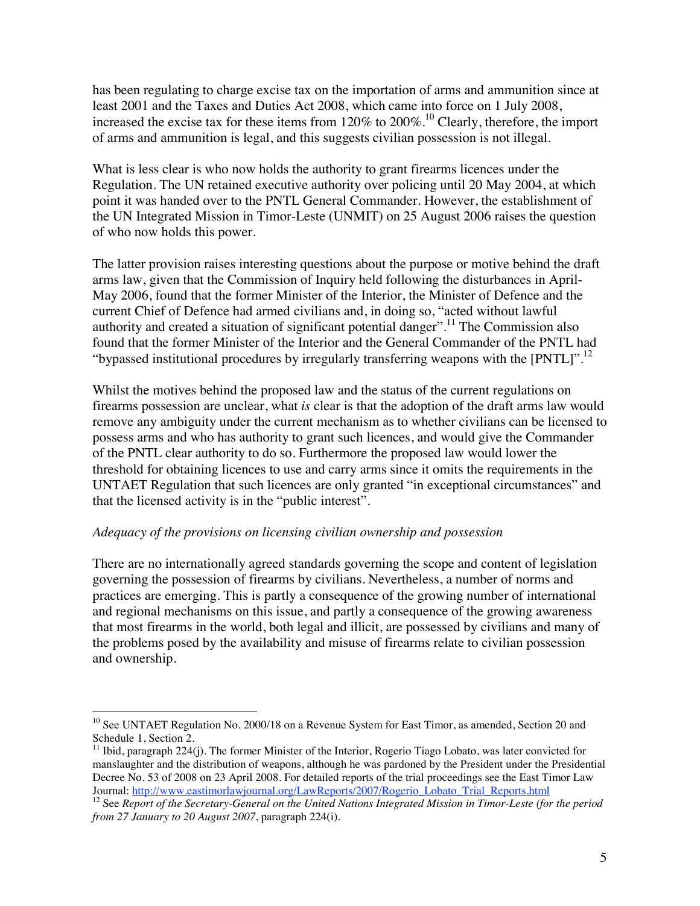has been regulating to charge excise tax on the importation of arms and ammunition since at least 2001 and the Taxes and Duties Act 2008, which came into force on 1 July 2008, increased the excise tax for these items from 120% to 200%.[10] Clearly, therefore, the import of arms and ammunition is legal, and this suggests civilian possession is not illegal.

What is less clear is who now holds the authority to grant firearms licences under the Regulation. The UN retained executive authority over policing until 20 May 2004, at which point it was handed over to the PNTL General Commander. However, the establishment of the UN Integrated Mission in Timor-Leste (UNMIT) on 25 August 2006 raises the question of who now holds this power.

The latter provision raises interesting questions about the purpose or motive behind the draft arms law, given that the Commission of Inquiry held following the disturbances in April-May 2006, found that the former Minister of the Interior, the Minister of Defence and the current Chief of Defence had armed civilians and, in doing so, "acted without lawful authority and created a situation of significant potential danger".[11] The Commission also found that the former Minister of the Interior and the General Commander of the PNTL had "bypassed institutional procedures by irregularly transferring weapons with the [PNTL]".[12]

Whilst the motives behind the proposed law and the status of the current regulations on firearms possession are unclear, what *is* clear is that the adoption of the draft arms law would remove any ambiguity under the current mechanism as to whether civilians can be licensed to possess arms and who has authority to grant such licences, and would give the Commander of the PNTL clear authority to do so. Furthermore the proposed law would lower the threshold for obtaining licences to use and carry arms since it omits the requirements in the UNTAET Regulation that such licences are only granted "in exceptional circumstances" and that the licensed activity is in the "public interest".

*Adequacy of the provisions on licensing civilian ownership and possession*

There are no internationally agreed standards governing the scope and content of legislation governing the possession of firearms by civilians. Nevertheless, a number of norms and practices are emerging. This is partly a consequence of the growing number of international and regional mechanisms on this issue, and partly a consequence of the growing awareness that most firearms in the world, both legal and illicit, are possessed by civilians and many of the problems posed by the availability and misuse of firearms relate to civilian possession and ownership.

---

[10] See UNTAET Regulation No. 2000/18 on a Revenue System for East Timor, as amended, Section 20 and Schedule 1, Section 2.

[11] Ibid, paragraph 224(j). The former Minister of the Interior, Rogerio Tiago Lobato, was later convicted for manslaughter and the distribution of weapons, although he was pardoned by the President under the Presidential Decree No. 53 of 2008 on 23 April 2008. For detailed reports of the trial proceedings see the East Timor Law Journal: http://www.eastimorlawjournal.org/LawReports/2007/Rogerio_Lobato_Trial_Reports.html

[12] See *Report of the Secretary-General on the United Nations Integrated Mission in Timor-Leste (for the period from 27 January to 20 August 2007*, paragraph 224(i).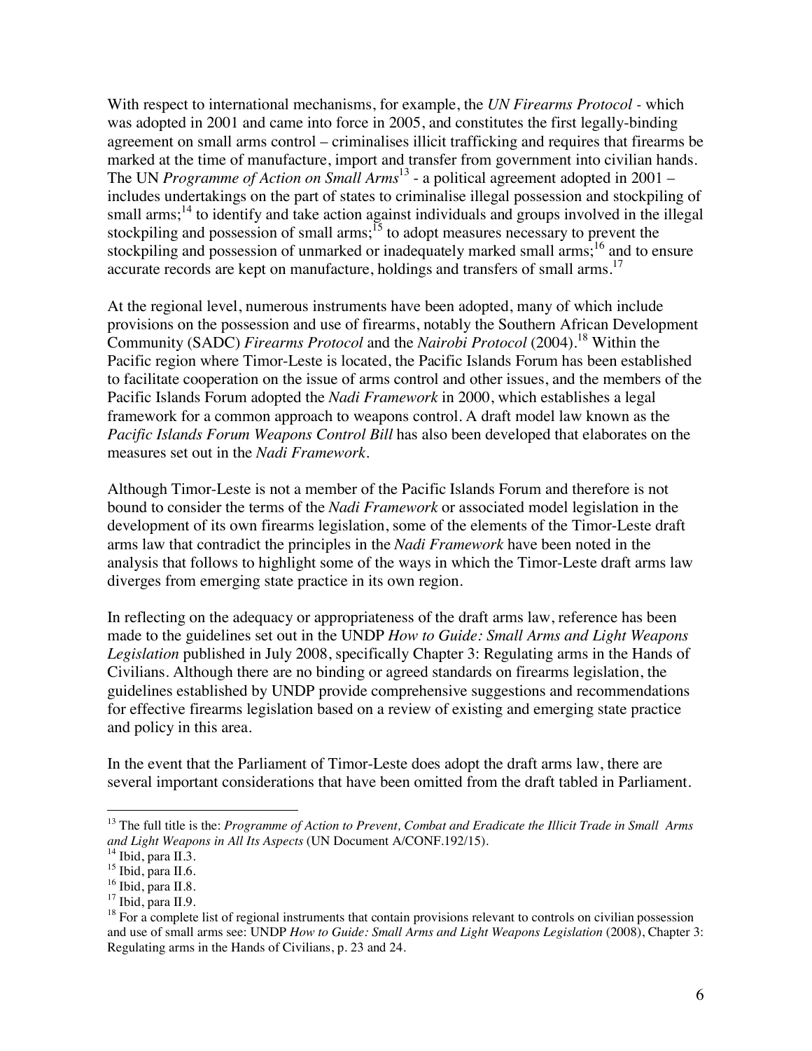With respect to international mechanisms, for example, the *UN Firearms Protocol* - which was adopted in 2001 and came into force in 2005, and constitutes the first legally-binding agreement on small arms control – criminalises illicit trafficking and requires that firearms be marked at the time of manufacture, import and transfer from government into civilian hands. The UN *Programme of Action on Small Arms*[13] - a political agreement adopted in 2001 – includes undertakings on the part of states to criminalise illegal possession and stockpiling of small arms;[14] to identify and take action against individuals and groups involved in the illegal stockpiling and possession of small arms;[15] to adopt measures necessary to prevent the stockpiling and possession of unmarked or inadequately marked small arms;[16] and to ensure accurate records are kept on manufacture, holdings and transfers of small arms.[17]

At the regional level, numerous instruments have been adopted, many of which include provisions on the possession and use of firearms, notably the Southern African Development Community (SADC) *Firearms Protocol* and the *Nairobi Protocol* (2004).[18] Within the Pacific region where Timor-Leste is located, the Pacific Islands Forum has been established to facilitate cooperation on the issue of arms control and other issues, and the members of the Pacific Islands Forum adopted the *Nadi Framework* in 2000, which establishes a legal framework for a common approach to weapons control. A draft model law known as the *Pacific Islands Forum Weapons Control Bill* has also been developed that elaborates on the measures set out in the *Nadi Framework*.

Although Timor-Leste is not a member of the Pacific Islands Forum and therefore is not bound to consider the terms of the *Nadi Framework* or associated model legislation in the development of its own firearms legislation, some of the elements of the Timor-Leste draft arms law that contradict the principles in the *Nadi Framework* have been noted in the analysis that follows to highlight some of the ways in which the Timor-Leste draft arms law diverges from emerging state practice in its own region.

In reflecting on the adequacy or appropriateness of the draft arms law, reference has been made to the guidelines set out in the UNDP *How to Guide: Small Arms and Light Weapons Legislation* published in July 2008, specifically Chapter 3: Regulating arms in the Hands of Civilians. Although there are no binding or agreed standards on firearms legislation, the guidelines established by UNDP provide comprehensive suggestions and recommendations for effective firearms legislation based on a review of existing and emerging state practice and policy in this area.

In the event that the Parliament of Timor-Leste does adopt the draft arms law, there are several important considerations that have been omitted from the draft tabled in Parliament.

---

[13] The full title is the: *Programme of Action to Prevent, Combat and Eradicate the Illicit Trade in Small Arms and Light Weapons in All Its Aspects* (UN Document A/CONF.192/15).

[14] Ibid, para II.3.

[15] Ibid, para II.6.

[16] Ibid, para II.8.

[17] Ibid, para II.9.

[18] For a complete list of regional instruments that contain provisions relevant to controls on civilian possession and use of small arms see: UNDP *How to Guide: Small Arms and Light Weapons Legislation* (2008), Chapter 3: Regulating arms in the Hands of Civilians, p. 23 and 24.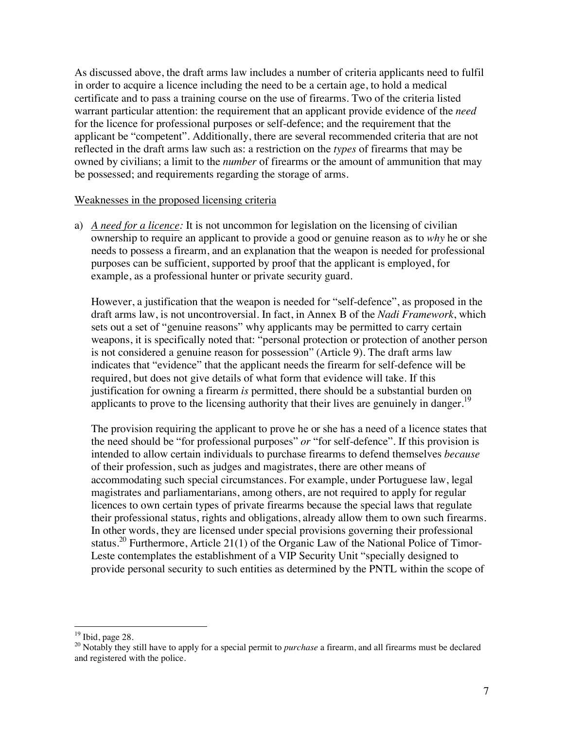As discussed above, the draft arms law includes a number of criteria applicants need to fulfil in order to acquire a licence including the need to be a certain age, to hold a medical certificate and to pass a training course on the use of firearms. Two of the criteria listed warrant particular attention: the requirement that an applicant provide evidence of the *need* for the licence for professional purposes or self-defence; and the requirement that the applicant be "competent". Additionally, there are several recommended criteria that are not reflected in the draft arms law such as: a restriction on the *types* of firearms that may be owned by civilians; a limit to the *number* of firearms or the amount of ammunition that may be possessed; and requirements regarding the storage of arms.

<u>Weaknesses in the proposed licensing criteria</u>

a) <u>*A need for a licence*</u>*:* It is not uncommon for legislation on the licensing of civilian ownership to require an applicant to provide a good or genuine reason as to *why* he or she needs to possess a firearm, and an explanation that the weapon is needed for professional purposes can be sufficient, supported by proof that the applicant is employed, for example, as a professional hunter or private security guard.

   However, a justification that the weapon is needed for "self-defence", as proposed in the draft arms law, is not uncontroversial. In fact, in Annex B of the *Nadi Framework*, which sets out a set of "genuine reasons" why applicants may be permitted to carry certain weapons, it is specifically noted that: "personal protection or protection of another person is not considered a genuine reason for possession" (Article 9). The draft arms law indicates that "evidence" that the applicant needs the firearm for self-defence will be required, but does not give details of what form that evidence will take. If this justification for owning a firearm *is* permitted, there should be a substantial burden on applicants to prove to the licensing authority that their lives are genuinely in danger.[19]

   The provision requiring the applicant to prove he or she has a need of a licence states that the need should be "for professional purposes" *or* "for self-defence". If this provision is intended to allow certain individuals to purchase firearms to defend themselves *because* of their profession, such as judges and magistrates, there are other means of accommodating such special circumstances. For example, under Portuguese law, legal magistrates and parliamentarians, among others, are not required to apply for regular licences to own certain types of private firearms because the special laws that regulate their professional status, rights and obligations, already allow them to own such firearms. In other words, they are licensed under special provisions governing their professional status.[20] Furthermore, Article 21(1) of the Organic Law of the National Police of Timor-Leste contemplates the establishment of a VIP Security Unit "specially designed to provide personal security to such entities as determined by the PNTL within the scope of

---

[19] Ibid, page 28.

[20] Notably they still have to apply for a special permit to *purchase* a firearm, and all firearms must be declared and registered with the police.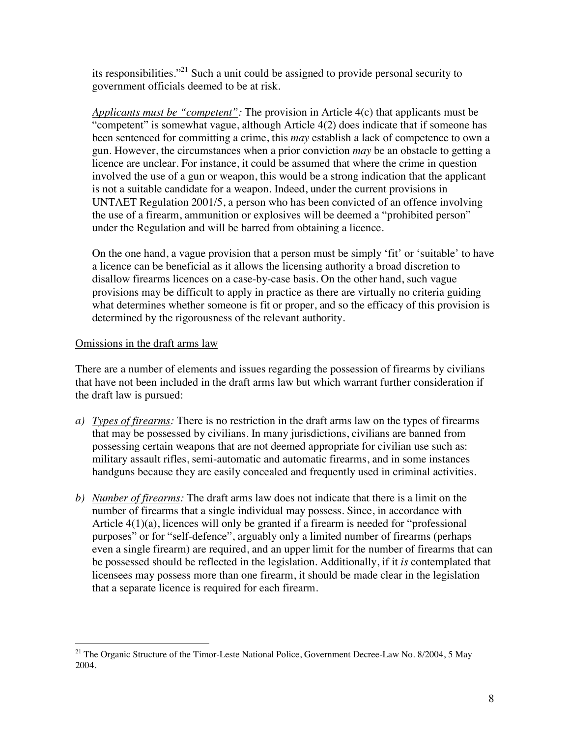its responsibilities."[21] Such a unit could be assigned to provide personal security to government officials deemed to be at risk.

*Applicants must be "competent":* The provision in Article 4(c) that applicants must be "competent" is somewhat vague, although Article 4(2) does indicate that if someone has been sentenced for committing a crime, this *may* establish a lack of competence to own a gun. However, the circumstances when a prior conviction *may* be an obstacle to getting a licence are unclear. For instance, it could be assumed that where the crime in question involved the use of a gun or weapon, this would be a strong indication that the applicant is not a suitable candidate for a weapon. Indeed, under the current provisions in UNTAET Regulation 2001/5, a person who has been convicted of an offence involving the use of a firearm, ammunition or explosives will be deemed a "prohibited person" under the Regulation and will be barred from obtaining a licence.

On the one hand, a vague provision that a person must be simply 'fit' or 'suitable' to have a licence can be beneficial as it allows the licensing authority a broad discretion to disallow firearms licences on a case-by-case basis. On the other hand, such vague provisions may be difficult to apply in practice as there are virtually no criteria guiding what determines whether someone is fit or proper, and so the efficacy of this provision is determined by the rigorousness of the relevant authority.

Omissions in the draft arms law

There are a number of elements and issues regarding the possession of firearms by civilians that have not been included in the draft arms law but which warrant further consideration if the draft law is pursued:

a) *Types of firearms:* There is no restriction in the draft arms law on the types of firearms that may be possessed by civilians. In many jurisdictions, civilians are banned from possessing certain weapons that are not deemed appropriate for civilian use such as: military assault rifles, semi-automatic and automatic firearms, and in some instances handguns because they are easily concealed and frequently used in criminal activities.

b) *Number of firearms:* The draft arms law does not indicate that there is a limit on the number of firearms that a single individual may possess. Since, in accordance with Article 4(1)(a), licences will only be granted if a firearm is needed for "professional purposes" or for "self-defence", arguably only a limited number of firearms (perhaps even a single firearm) are required, and an upper limit for the number of firearms that can be possessed should be reflected in the legislation. Additionally, if it *is* contemplated that licensees may possess more than one firearm, it should be made clear in the legislation that a separate licence is required for each firearm.

[21] The Organic Structure of the Timor-Leste National Police, Government Decree-Law No. 8/2004, 5 May 2004.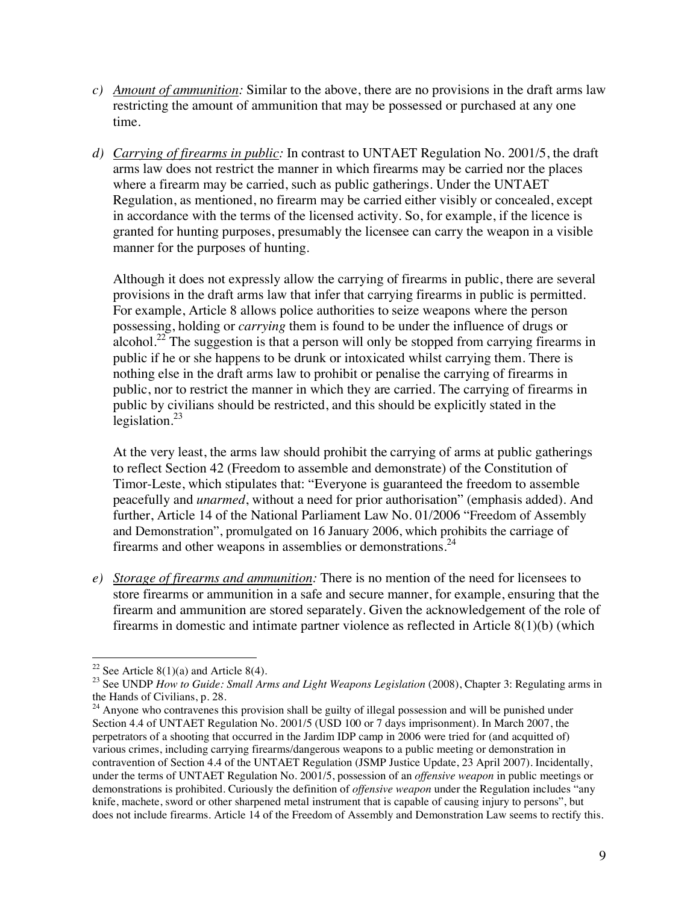c) *Amount of ammunition:* Similar to the above, there are no provisions in the draft arms law restricting the amount of ammunition that may be possessed or purchased at any one time.

d) *Carrying of firearms in public:* In contrast to UNTAET Regulation No. 2001/5, the draft arms law does not restrict the manner in which firearms may be carried nor the places where a firearm may be carried, such as public gatherings. Under the UNTAET Regulation, as mentioned, no firearm may be carried either visibly or concealed, except in accordance with the terms of the licensed activity. So, for example, if the licence is granted for hunting purposes, presumably the licensee can carry the weapon in a visible manner for the purposes of hunting.

   Although it does not expressly allow the carrying of firearms in public, there are several provisions in the draft arms law that infer that carrying firearms in public is permitted. For example, Article 8 allows police authorities to seize weapons where the person possessing, holding or *carrying* them is found to be under the influence of drugs or alcohol.[22] The suggestion is that a person will only be stopped from carrying firearms in public if he or she happens to be drunk or intoxicated whilst carrying them. There is nothing else in the draft arms law to prohibit or penalise the carrying of firearms in public, nor to restrict the manner in which they are carried. The carrying of firearms in public by civilians should be restricted, and this should be explicitly stated in the legislation.[23]

   At the very least, the arms law should prohibit the carrying of arms at public gatherings to reflect Section 42 (Freedom to assemble and demonstrate) of the Constitution of Timor-Leste, which stipulates that: "Everyone is guaranteed the freedom to assemble peacefully and *unarmed*, without a need for prior authorisation" (emphasis added). And further, Article 14 of the National Parliament Law No. 01/2006 "Freedom of Assembly and Demonstration", promulgated on 16 January 2006, which prohibits the carriage of firearms and other weapons in assemblies or demonstrations.[24]

e) *Storage of firearms and ammunition:* There is no mention of the need for licensees to store firearms or ammunition in a safe and secure manner, for example, ensuring that the firearm and ammunition are stored separately. Given the acknowledgement of the role of firearms in domestic and intimate partner violence as reflected in Article 8(1)(b) (which

---

[22] See Article 8(1)(a) and Article 8(4).

[23] See UNDP *How to Guide: Small Arms and Light Weapons Legislation* (2008), Chapter 3: Regulating arms in the Hands of Civilians, p. 28.

[24] Anyone who contravenes this provision shall be guilty of illegal possession and will be punished under Section 4.4 of UNTAET Regulation No. 2001/5 (USD 100 or 7 days imprisonment). In March 2007, the perpetrators of a shooting that occurred in the Jardim IDP camp in 2006 were tried for (and acquitted of) various crimes, including carrying firearms/dangerous weapons to a public meeting or demonstration in contravention of Section 4.4 of the UNTAET Regulation (JSMP Justice Update, 23 April 2007). Incidentally, under the terms of UNTAET Regulation No. 2001/5, possession of an *offensive weapon* in public meetings or demonstrations is prohibited. Curiously the definition of *offensive weapon* under the Regulation includes "any knife, machete, sword or other sharpened metal instrument that is capable of causing injury to persons", but does not include firearms. Article 14 of the Freedom of Assembly and Demonstration Law seems to rectify this.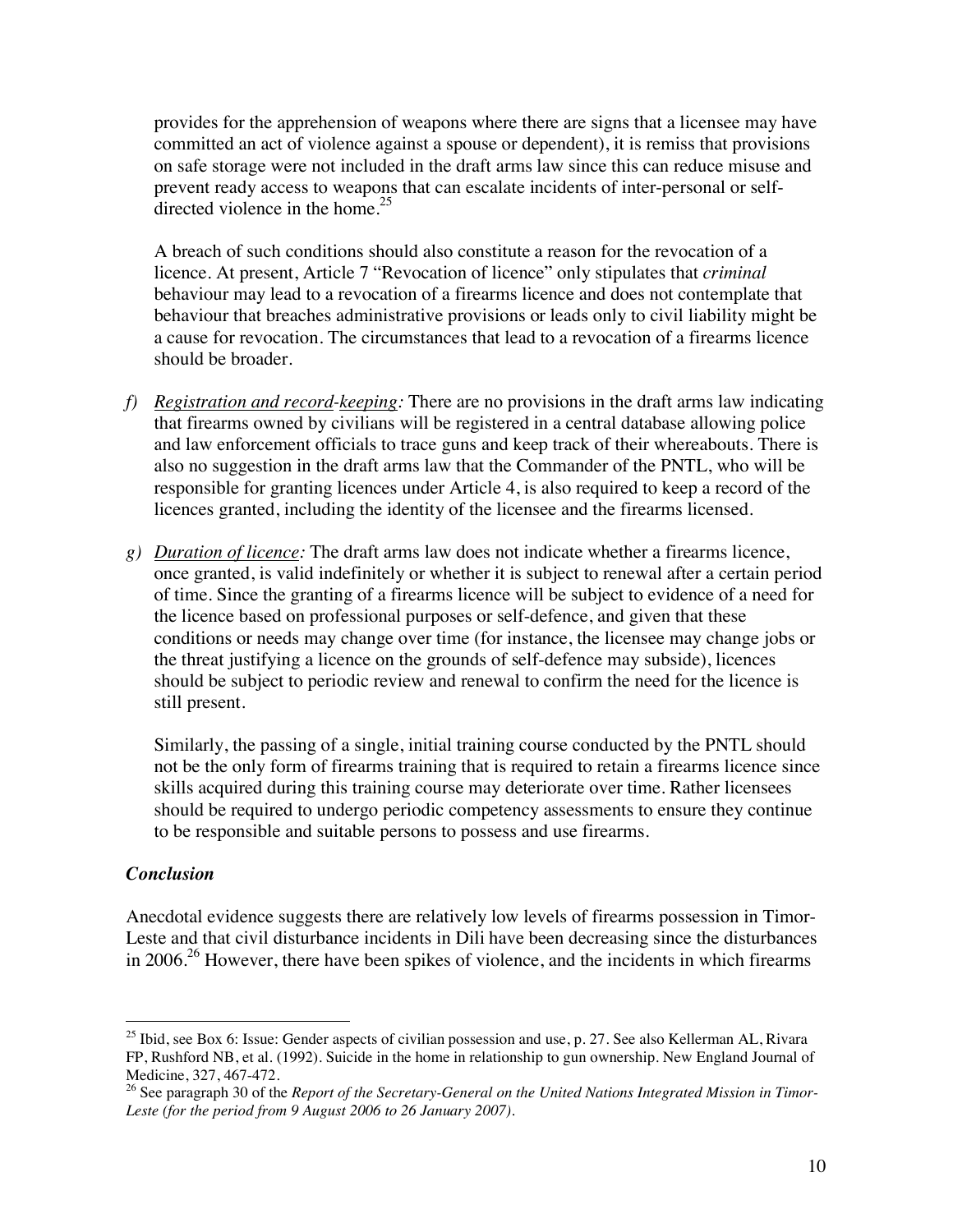provides for the apprehension of weapons where there are signs that a licensee may have committed an act of violence against a spouse or dependent), it is remiss that provisions on safe storage were not included in the draft arms law since this can reduce misuse and prevent ready access to weapons that can escalate incidents of inter-personal or self-directed violence in the home.[25]

A breach of such conditions should also constitute a reason for the revocation of a licence. At present, Article 7 "Revocation of licence" only stipulates that *criminal* behaviour may lead to a revocation of a firearms licence and does not contemplate that behaviour that breaches administrative provisions or leads only to civil liability might be a cause for revocation. The circumstances that lead to a revocation of a firearms licence should be broader.

*f) Registration and record-keeping:* There are no provisions in the draft arms law indicating that firearms owned by civilians will be registered in a central database allowing police and law enforcement officials to trace guns and keep track of their whereabouts. There is also no suggestion in the draft arms law that the Commander of the PNTL, who will be responsible for granting licences under Article 4, is also required to keep a record of the licences granted, including the identity of the licensee and the firearms licensed.

*g) Duration of licence:* The draft arms law does not indicate whether a firearms licence, once granted, is valid indefinitely or whether it is subject to renewal after a certain period of time. Since the granting of a firearms licence will be subject to evidence of a need for the licence based on professional purposes or self-defence, and given that these conditions or needs may change over time (for instance, the licensee may change jobs or the threat justifying a licence on the grounds of self-defence may subside), licences should be subject to periodic review and renewal to confirm the need for the licence is still present.

Similarly, the passing of a single, initial training course conducted by the PNTL should not be the only form of firearms training that is required to retain a firearms licence since skills acquired during this training course may deteriorate over time. Rather licensees should be required to undergo periodic competency assessments to ensure they continue to be responsible and suitable persons to possess and use firearms.

### *Conclusion*

Anecdotal evidence suggests there are relatively low levels of firearms possession in Timor-Leste and that civil disturbance incidents in Dili have been decreasing since the disturbances in 2006.[26] However, there have been spikes of violence, and the incidents in which firearms

---

[25] Ibid, see Box 6: Issue: Gender aspects of civilian possession and use, p. 27. See also Kellerman AL, Rivara FP, Rushford NB, et al. (1992). Suicide in the home in relationship to gun ownership. New England Journal of Medicine, 327, 467-472.

[26] See paragraph 30 of the *Report of the Secretary-General on the United Nations Integrated Mission in Timor-Leste (for the period from 9 August 2006 to 26 January 2007)*.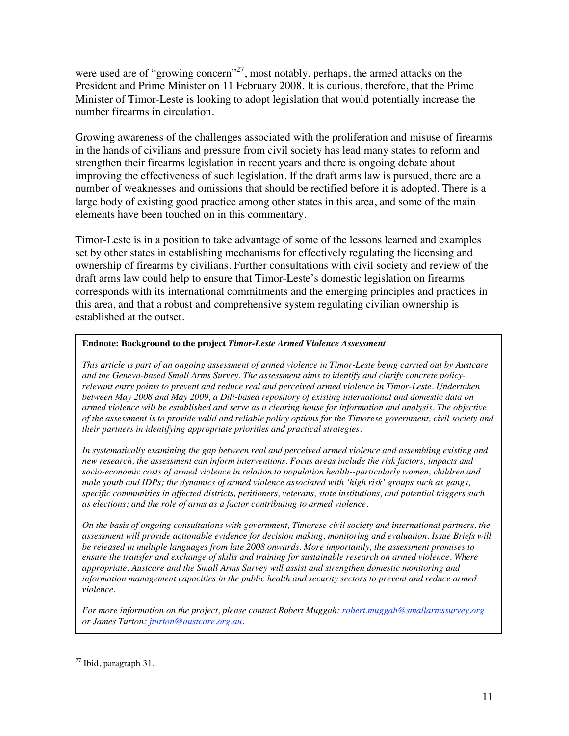were used are of "growing concern"[27], most notably, perhaps, the armed attacks on the President and Prime Minister on 11 February 2008. It is curious, therefore, that the Prime Minister of Timor-Leste is looking to adopt legislation that would potentially increase the number firearms in circulation.

Growing awareness of the challenges associated with the proliferation and misuse of firearms in the hands of civilians and pressure from civil society has lead many states to reform and strengthen their firearms legislation in recent years and there is ongoing debate about improving the effectiveness of such legislation. If the draft arms law is pursued, there are a number of weaknesses and omissions that should be rectified before it is adopted. There is a large body of existing good practice among other states in this area, and some of the main elements have been touched on in this commentary.

Timor-Leste is in a position to take advantage of some of the lessons learned and examples set by other states in establishing mechanisms for effectively regulating the licensing and ownership of firearms by civilians. Further consultations with civil society and review of the draft arms law could help to ensure that Timor-Leste's domestic legislation on firearms corresponds with its international commitments and the emerging principles and practices in this area, and that a robust and comprehensive system regulating civilian ownership is established at the outset.

**Endnote: Background to the project *Timor-Leste Armed Violence Assessment***

*This article is part of an ongoing assessment of armed violence in Timor-Leste being carried out by Austcare and the Geneva-based Small Arms Survey. The assessment aims to identify and clarify concrete policy-relevant entry points to prevent and reduce real and perceived armed violence in Timor-Leste. Undertaken between May 2008 and May 2009, a Dili-based repository of existing international and domestic data on armed violence will be established and serve as a clearing house for information and analysis. The objective of the assessment is to provide valid and reliable policy options for the Timorese government, civil society and their partners in identifying appropriate priorities and practical strategies.*

*In systematically examining the gap between real and perceived armed violence and assembling existing and new research, the assessment can inform interventions. Focus areas include the risk factors, impacts and socio-economic costs of armed violence in relation to population health--particularly women, children and male youth and IDPs; the dynamics of armed violence associated with 'high risk' groups such as gangs, specific communities in affected districts, petitioners, veterans, state institutions, and potential triggers such as elections; and the role of arms as a factor contributing to armed violence.*

*On the basis of ongoing consultations with government, Timorese civil society and international partners, the assessment will provide actionable evidence for decision making, monitoring and evaluation. Issue Briefs will be released in multiple languages from late 2008 onwards. More importantly, the assessment promises to ensure the transfer and exchange of skills and training for sustainable research on armed violence. Where appropriate, Austcare and the Small Arms Survey will assist and strengthen domestic monitoring and information management capacities in the public health and security sectors to prevent and reduce armed violence.*

*For more information on the project, please contact Robert Muggah: robert.muggah@smallarmssurvey.org or James Turton: jturton@austcare.org.au.*

---

[27] Ibid, paragraph 31.